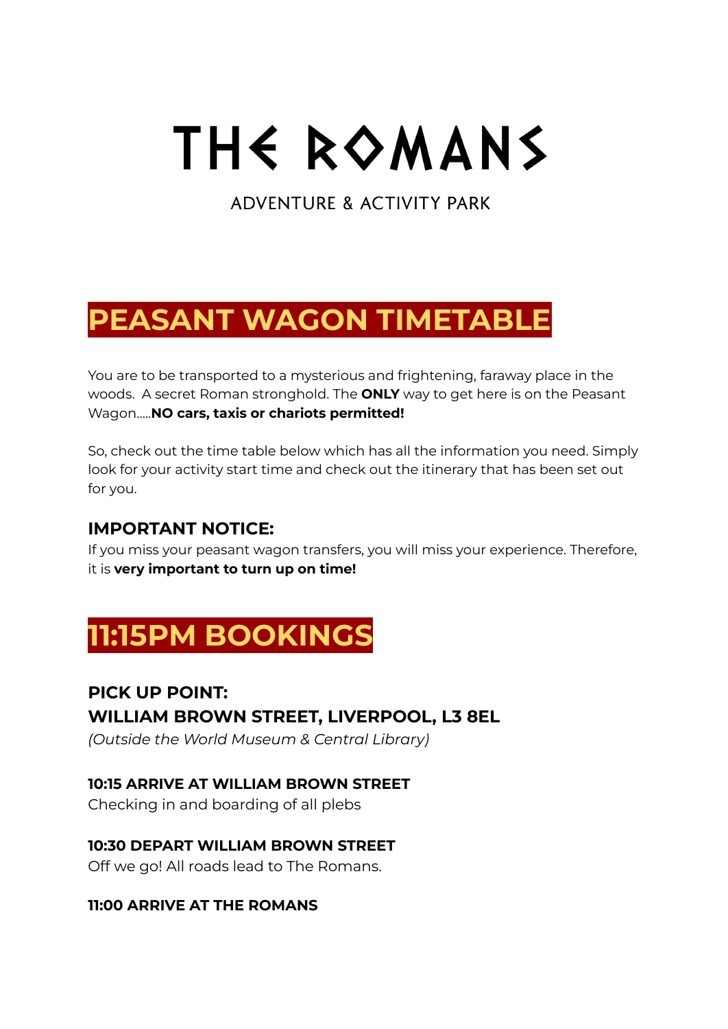# THE ROMANS

ADVENTURE & ACTIVITY PARK

## PEASANT WAGON TIMETABLE

You are to be transported to a mysterious and frightening, faraway place in the woods. A secret Roman stronghold. The **ONLY** way to get here is on the Peasant Wagon.....**NO cars, taxis or chariots permitted!**

So, check out the time table below which has all the information you need. Simply look for your activity start time and check out the itinerary that has been set out for you.

### IMPORTANT NOTICE:

If you miss your peasant wagon transfers, you will miss your experience. Therefore, it is **very important to turn up on time!**

## 11:15PM BOOKINGS

### PICK UP POINT:
### WILLIAM BROWN STREET, LIVERPOOL, L3 8EL

*(Outside the World Museum & Central Library)*

**10:15 ARRIVE AT WILLIAM BROWN STREET**
Checking in and boarding of all plebs

**10:30 DEPART WILLIAM BROWN STREET**
Off we go! All roads lead to The Romans.

**11:00 ARRIVE AT THE ROMANS**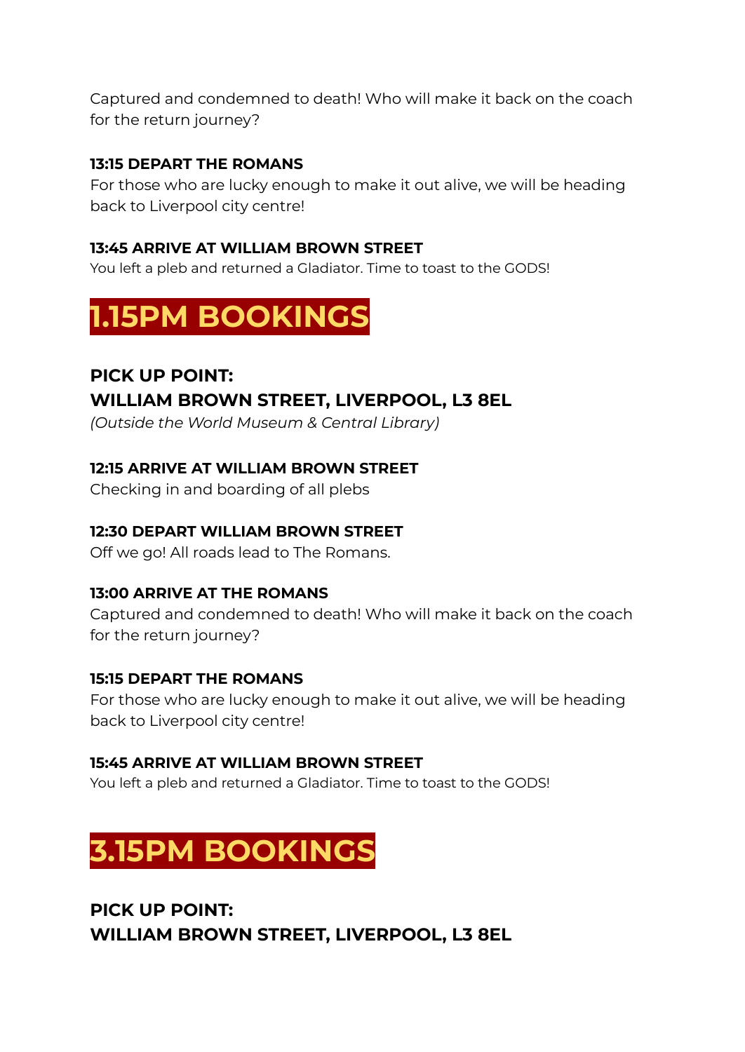Captured and condemned to death! Who will make it back on the coach for the return journey?

**13:15 DEPART THE ROMANS**
For those who are lucky enough to make it out alive, we will be heading back to Liverpool city centre!

**13:45 ARRIVE AT WILLIAM BROWN STREET**
You left a pleb and returned a Gladiator. Time to toast to the GODS!

# 1.15PM BOOKINGS

### PICK UP POINT:
### WILLIAM BROWN STREET, LIVERPOOL, L3 8EL

*(Outside the World Museum & Central Library)*

**12:15 ARRIVE AT WILLIAM BROWN STREET**
Checking in and boarding of all plebs

**12:30 DEPART WILLIAM BROWN STREET**
Off we go! All roads lead to The Romans.

**13:00 ARRIVE AT THE ROMANS**
Captured and condemned to death! Who will make it back on the coach for the return journey?

**15:15 DEPART THE ROMANS**
For those who are lucky enough to make it out alive, we will be heading back to Liverpool city centre!

**15:45 ARRIVE AT WILLIAM BROWN STREET**
You left a pleb and returned a Gladiator. Time to toast to the GODS!

# 3.15PM BOOKINGS

### PICK UP POINT:
### WILLIAM BROWN STREET, LIVERPOOL, L3 8EL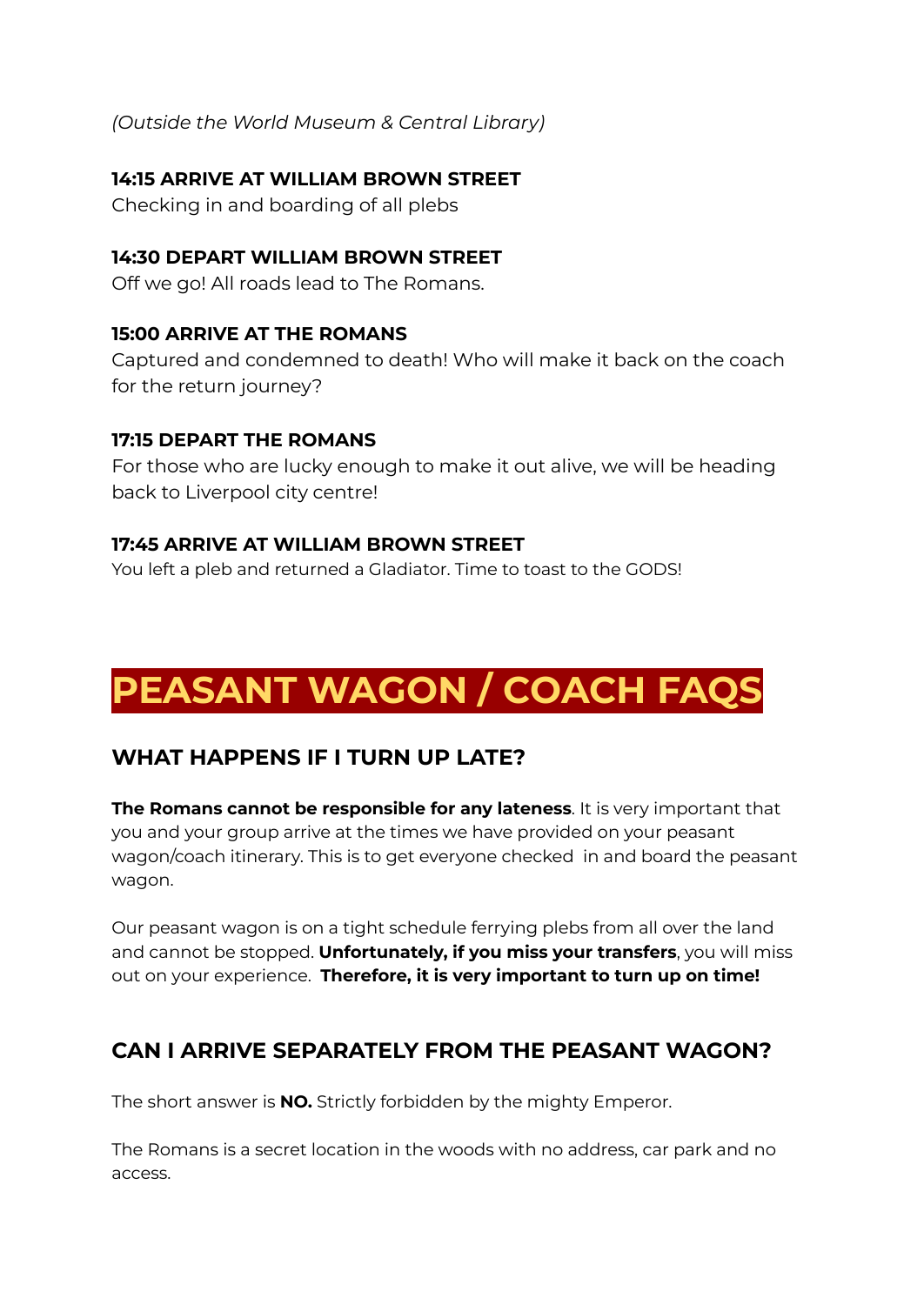*(Outside the World Museum & Central Library)*

**14:15 ARRIVE AT WILLIAM BROWN STREET**
Checking in and boarding of all plebs

**14:30 DEPART WILLIAM BROWN STREET**
Off we go! All roads lead to The Romans.

**15:00 ARRIVE AT THE ROMANS**
Captured and condemned to death! Who will make it back on the coach for the return journey?

**17:15 DEPART THE ROMANS**
For those who are lucky enough to make it out alive, we will be heading back to Liverpool city centre!

**17:45 ARRIVE AT WILLIAM BROWN STREET**
You left a pleb and returned a Gladiator. Time to toast to the GODS!

# PEASANT WAGON / COACH FAQS

## WHAT HAPPENS IF I TURN UP LATE?

**The Romans cannot be responsible for any lateness**. It is very important that you and your group arrive at the times we have provided on your peasant wagon/coach itinerary. This is to get everyone checked in and board the peasant wagon.

Our peasant wagon is on a tight schedule ferrying plebs from all over the land and cannot be stopped. **Unfortunately, if you miss your transfers**, you will miss out on your experience. **Therefore, it is very important to turn up on time!**

## CAN I ARRIVE SEPARATELY FROM THE PEASANT WAGON?

The short answer is **NO.** Strictly forbidden by the mighty Emperor.

The Romans is a secret location in the woods with no address, car park and no access.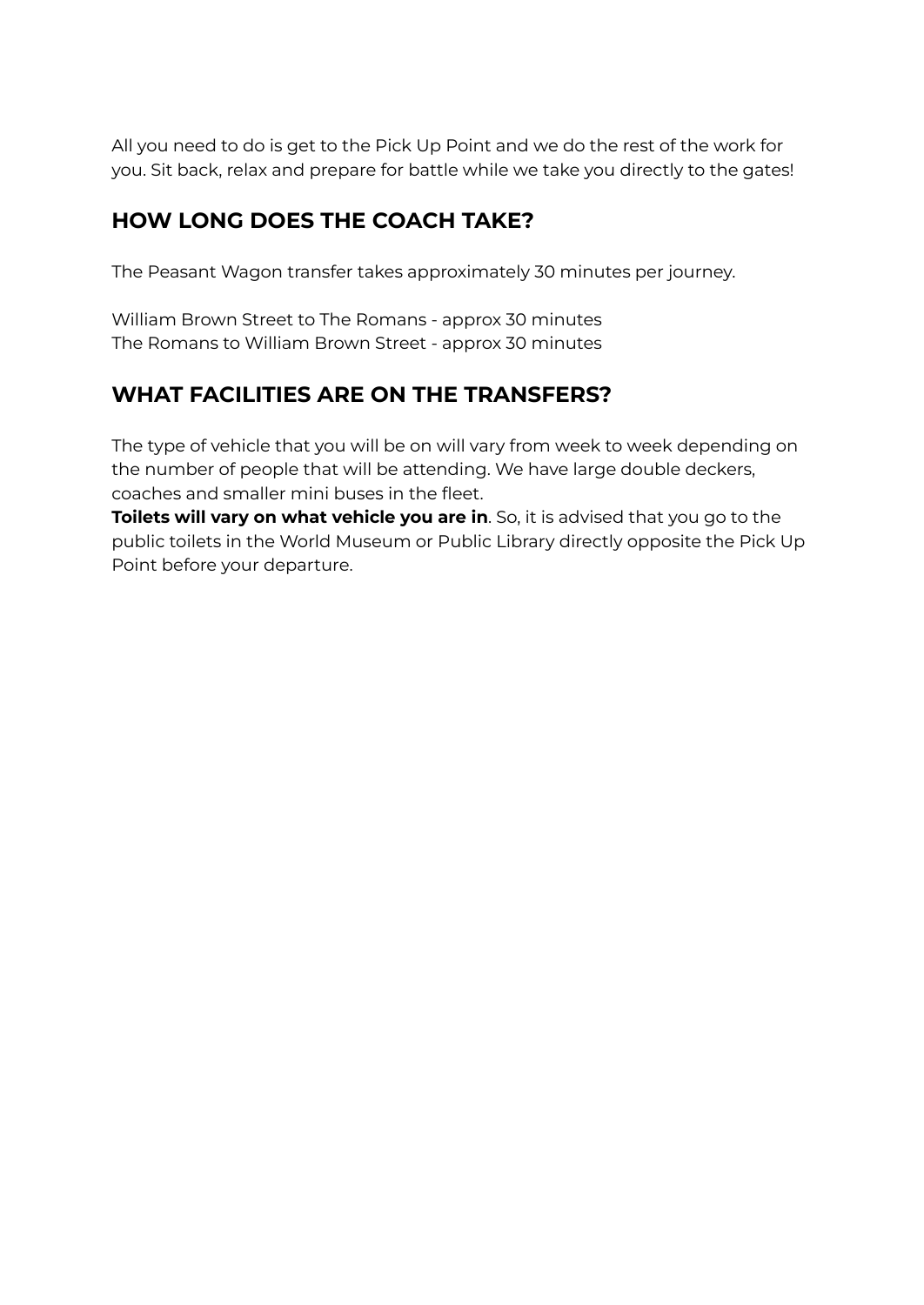All you need to do is get to the Pick Up Point and we do the rest of the work for you. Sit back, relax and prepare for battle while we take you directly to the gates!

## HOW LONG DOES THE COACH TAKE?

The Peasant Wagon transfer takes approximately 30 minutes per journey.

William Brown Street to The Romans - approx 30 minutes
The Romans to William Brown Street - approx 30 minutes

## WHAT FACILITIES ARE ON THE TRANSFERS?

The type of vehicle that you will be on will vary from week to week depending on the number of people that will be attending. We have large double deckers, coaches and smaller mini buses in the fleet.
**Toilets will vary on what vehicle you are in**. So, it is advised that you go to the public toilets in the World Museum or Public Library directly opposite the Pick Up Point before your departure.